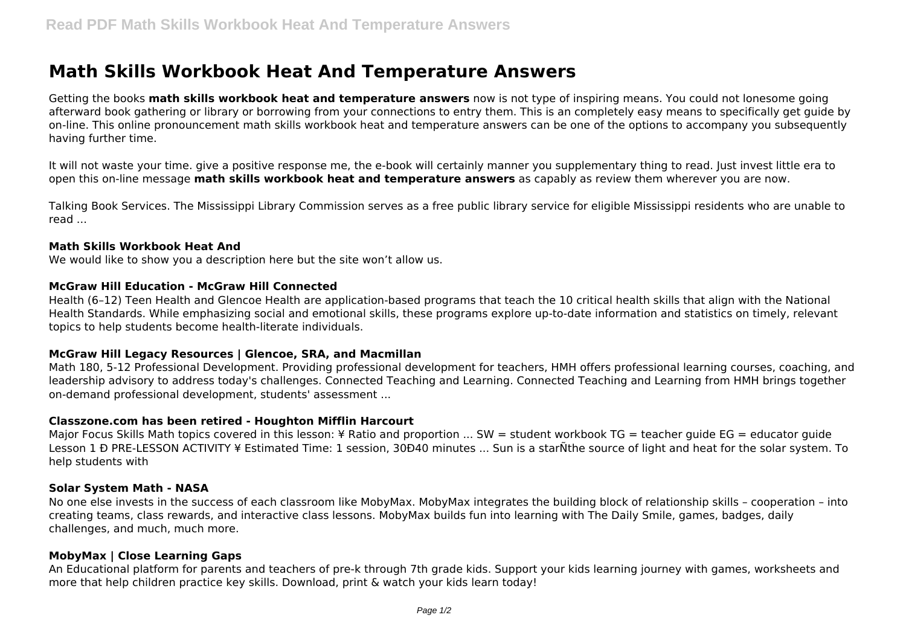# Math Skills Workbook Heat And Temperature Answers

Getting the books **math skills workbook heat and temperature answers** now is not type of inspiring means. You could not lonesome going afterward book gathering or library or borrowing from your connections to entry them. This is an completely easy means to specifically get guide by on-line. This online pronouncement math skills workbook heat and temperature answers can be one of the options to accompany you subsequently having further time.

It will not waste your time. give a positive response me, the e-book will certainly manner you supplementary thing to read. Just invest little era to open this on-line message **math skills workbook heat and temperature answers** as capably as review them wherever you are now.

Talking Book Services. The Mississippi Library Commission serves as a free public library service for eligible Mississippi residents who are unable to read ...

### Math Skills Workbook Heat And

We would like to show you a description here but the site won't allow us.

### McGraw Hill Education - McGraw Hill Connected

Health (6–12) Teen Health and Glencoe Health are application-based programs that teach the 10 critical health skills that align with the National Health Standards. While emphasizing social and emotional skills, these programs explore up-to-date information and statistics on timely, relevant topics to help students become health-literate individuals.

### McGraw Hill Legacy Resources | Glencoe, SRA, and Macmillan

Math 180, 5-12 Professional Development. Providing professional development for teachers, HMH offers professional learning courses, coaching, and leadership advisory to address today's challenges. Connected Teaching and Learning. Connected Teaching and Learning from HMH brings together on-demand professional development, students' assessment ...

### Classzone.com has been retired - Houghton Mifflin Harcourt

Major Focus Skills Math topics covered in this lesson: ¥ Ratio and proportion ... SW = student workbook TG = teacher guide EG = educator guide Lesson 1 Ð PRE-LESSON ACTIVITY ¥ Estimated Time: 1 session, 30Ð40 minutes ... Sun is a starÑthe source of light and heat for the solar system. To help students with

### Solar System Math - NASA

No one else invests in the success of each classroom like MobyMax. MobyMax integrates the building block of relationship skills – cooperation – into creating teams, class rewards, and interactive class lessons. MobyMax builds fun into learning with The Daily Smile, games, badges, daily challenges, and much, much more.

### MobyMax | Close Learning Gaps

An Educational platform for parents and teachers of pre-k through 7th grade kids. Support your kids learning journey with games, worksheets and more that help children practice key skills. Download, print & watch your kids learn today!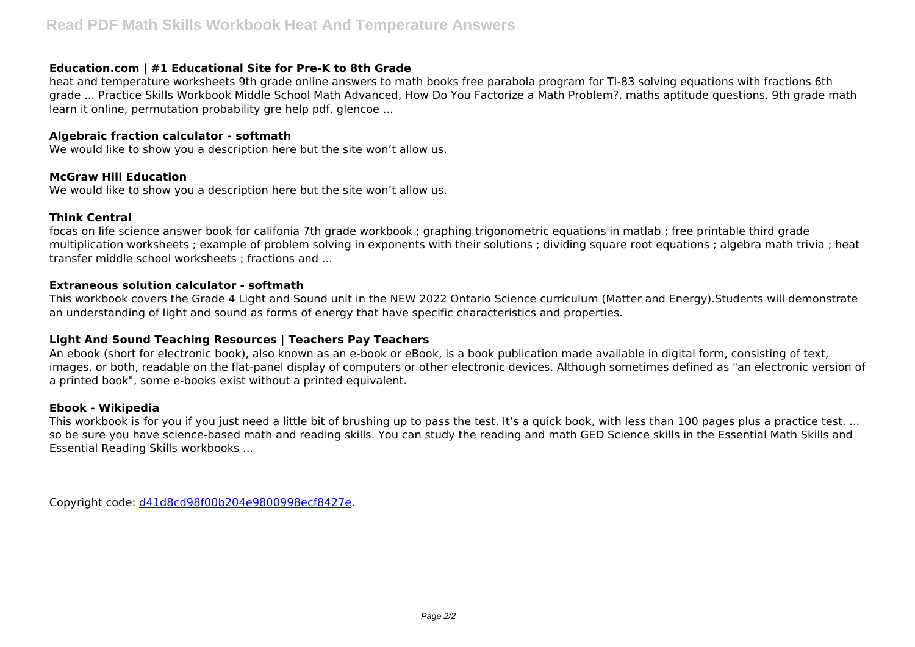### Education.com | #1 Educational Site for Pre-K to 8th Grade

heat and temperature worksheets 9th grade online answers to math books free parabola program for TI-83 solving equations with fractions 6th grade ... Practice Skills Workbook Middle School Math Advanced, How Do You Factorize a Math Problem?, maths aptitude questions. 9th grade math learn it online, permutation probability gre help pdf, glencoe ...

### Algebraic fraction calculator - softmath

We would like to show you a description here but the site won’t allow us.

### McGraw Hill Education

We would like to show you a description here but the site won’t allow us.

### Think Central

focas on life science answer book for califonia 7th grade workbook ; graphing trigonometric equations in matlab ; free printable third grade multiplication worksheets ; example of problem solving in exponents with their solutions ; dividing square root equations ; algebra math trivia ; heat transfer middle school worksheets ; fractions and ...

### Extraneous solution calculator - softmath

This workbook covers the Grade 4 Light and Sound unit in the NEW 2022 Ontario Science curriculum (Matter and Energy).Students will demonstrate an understanding of light and sound as forms of energy that have specific characteristics and properties.

### Light And Sound Teaching Resources | Teachers Pay Teachers

An ebook (short for electronic book), also known as an e-book or eBook, is a book publication made available in digital form, consisting of text, images, or both, readable on the flat-panel display of computers or other electronic devices. Although sometimes defined as "an electronic version of a printed book", some e-books exist without a printed equivalent.

### Ebook - Wikipedia

This workbook is for you if you just need a little bit of brushing up to pass the test. It’s a quick book, with less than 100 pages plus a practice test. ... so be sure you have science-based math and reading skills. You can study the reading and math GED Science skills in the Essential Math Skills and Essential Reading Skills workbooks ...

Copyright code: d41d8cd98f00b204e9800998ecf8427e.